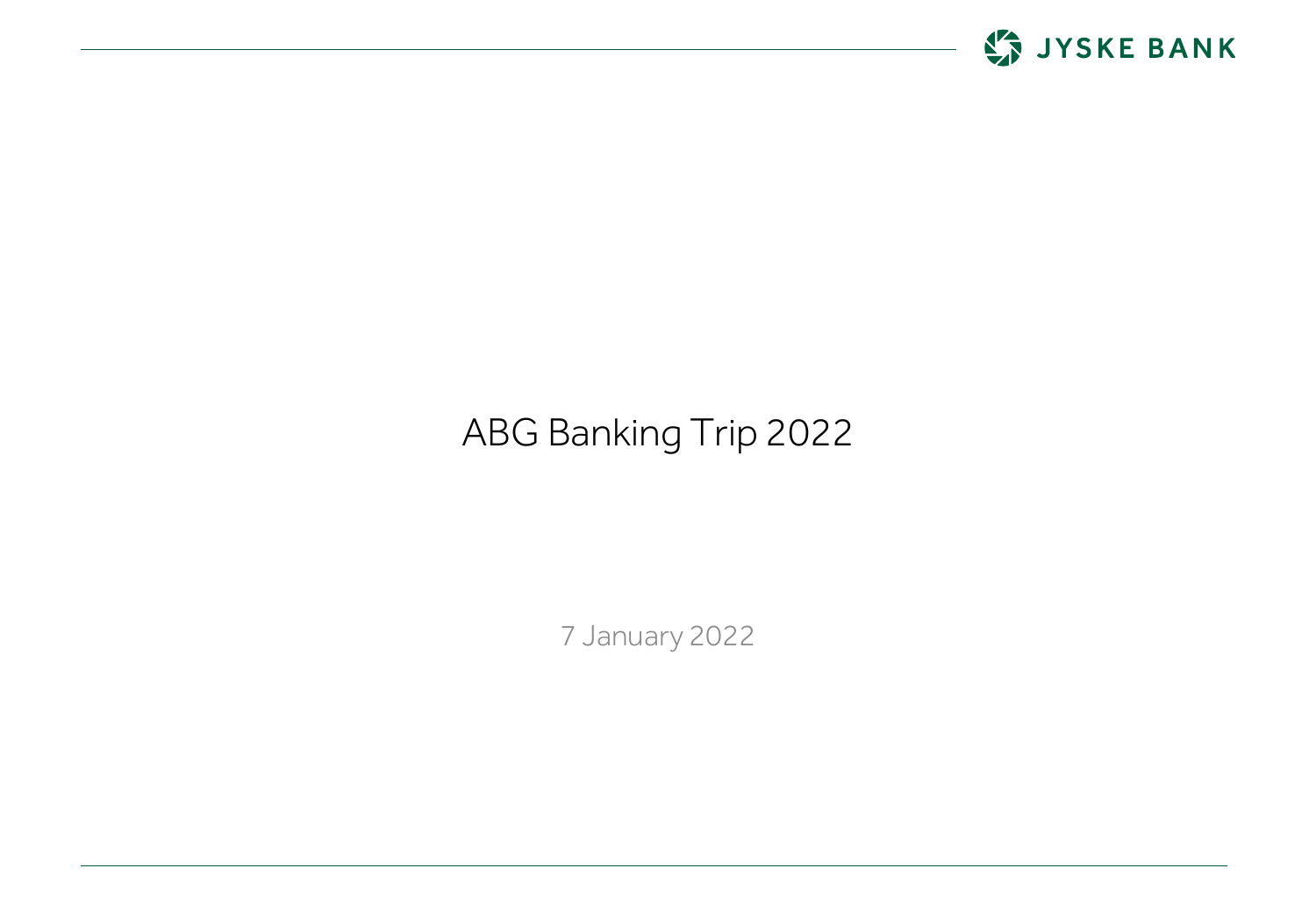# ABG Banking Trip 2022

7 January 2022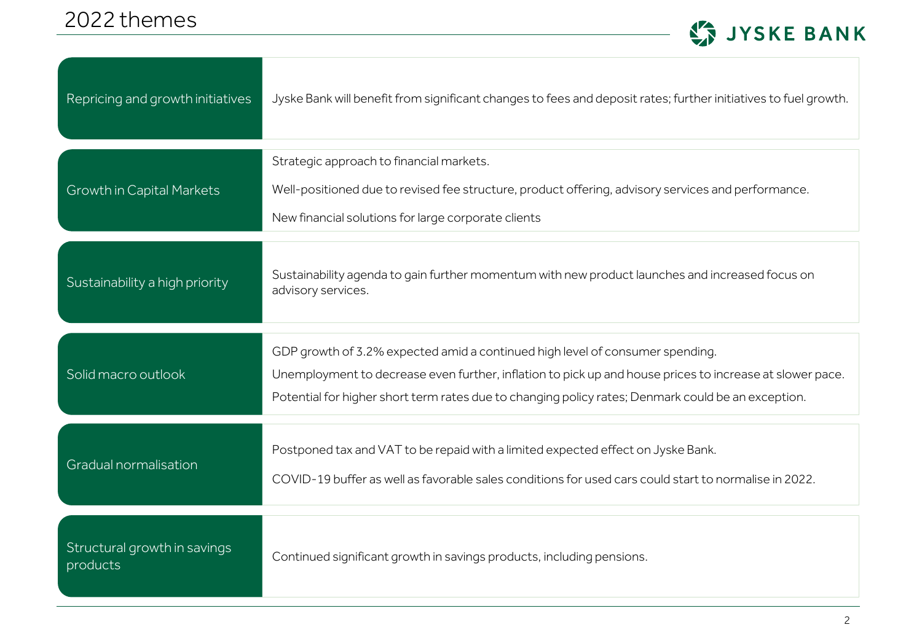# 2022 themes

| | |
|---|---|
| Repricing and growth initiatives | Jyske Bank will benefit from significant changes to fees and deposit rates; further initiatives to fuel growth. |
| Growth in Capital Markets | Strategic approach to financial markets.<br>Well-positioned due to revised fee structure, product offering, advisory services and performance.<br>New financial solutions for large corporate clients |
| Sustainability a high priority | Sustainability agenda to gain further momentum with new product launches and increased focus on advisory services. |
| Solid macro outlook | GDP growth of 3.2% expected amid a continued high level of consumer spending.<br>Unemployment to decrease even further, inflation to pick up and house prices to increase at slower pace.<br>Potential for higher short term rates due to changing policy rates; Denmark could be an exception. |
| Gradual normalisation | Postponed tax and VAT to be repaid with a limited expected effect on Jyske Bank.<br>COVID-19 buffer as well as favorable sales conditions for used cars could start to normalise in 2022. |
| Structural growth in savings products | Continued significant growth in savings products, including pensions. |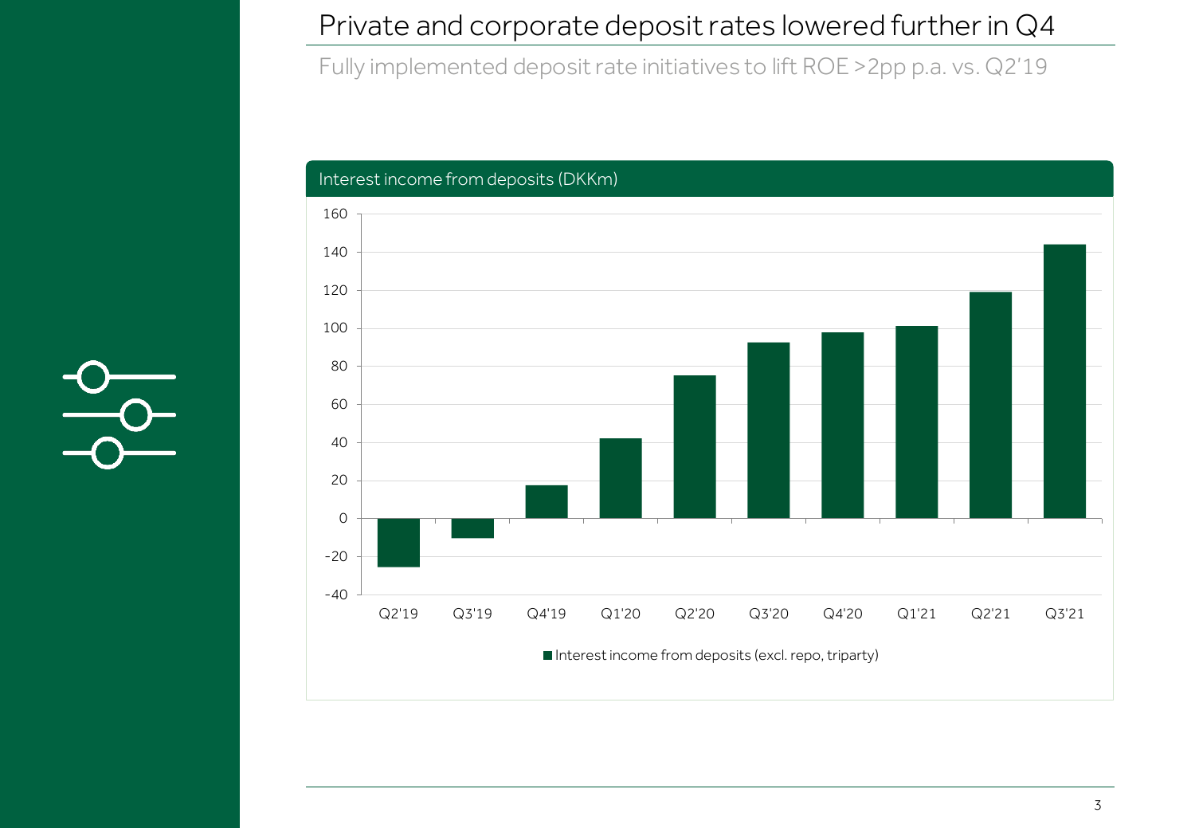# Private and corporate deposit rates lowered further in Q4

Fully implemented deposit rate initiatives to lift ROE >2pp p.a. vs. Q2'19

Interest income from deposits (DKKm)

160
140
120
100
80
60
40
20
0
-20
-40

Q2'19 Q3'19 Q4'19 Q1'20 Q2'20 Q3'20 Q4'20 Q1'21 Q2'21 Q3'21

Interest income from deposits (excl. repo, triparty)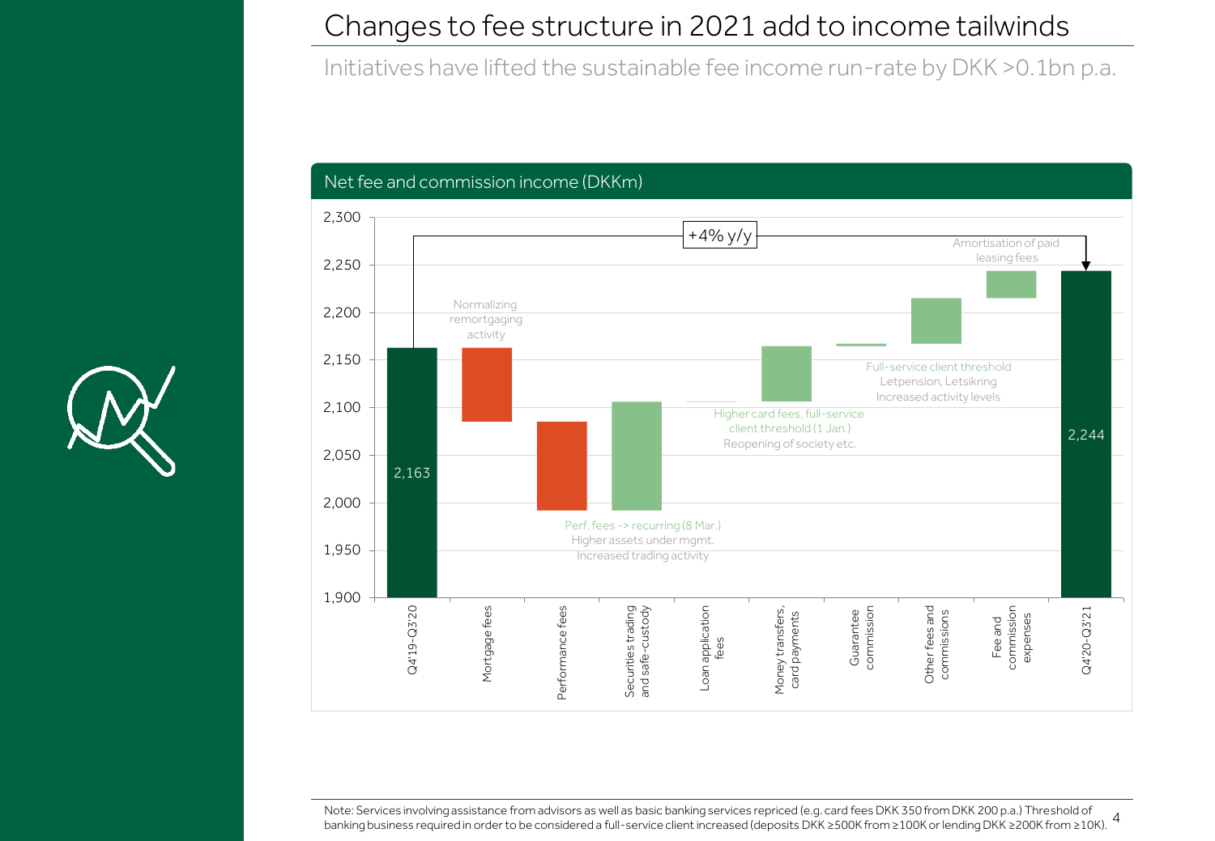# Changes to fee structure in 2021 add to income tailwinds

Initiatives have lifted the sustainable fee income run-rate by DKK >0.1bn p.a.

## Net fee and commission income (DKKm)

+4% y/y

2,163

2,244

Normalizing remortgaging activity

Perf. fees -> recurring (8 Mar.)
Higher assets under mgmt.
Increased trading activity

Higher card fees, full-service client threshold (1 Jan.)
Reopening of society etc.

Full-service client threshold
Letpension, Letsikring
Increased activity levels

Amortisation of paid leasing fees

2,300
2,250
2,200
2,150
2,100
2,050
2,000
1,950
1,900

Q4'19-Q3'20
Mortgage fees
Performance fees
Securities trading and safe-custody
Loan application fees
Money transfers, card payments
Guarantee commission
Other fees and commissions
Fee and commission expenses
Q4'20-Q3'21

Note: Services involving assistance from advisors as well as basic banking services repriced (e.g. card fees DKK 350 from DKK 200 p.a.) Threshold of banking business required in order to be considered a full-service client increased (deposits DKK ≥500K from ≥100K or lending DKK ≥200K from ≥10K).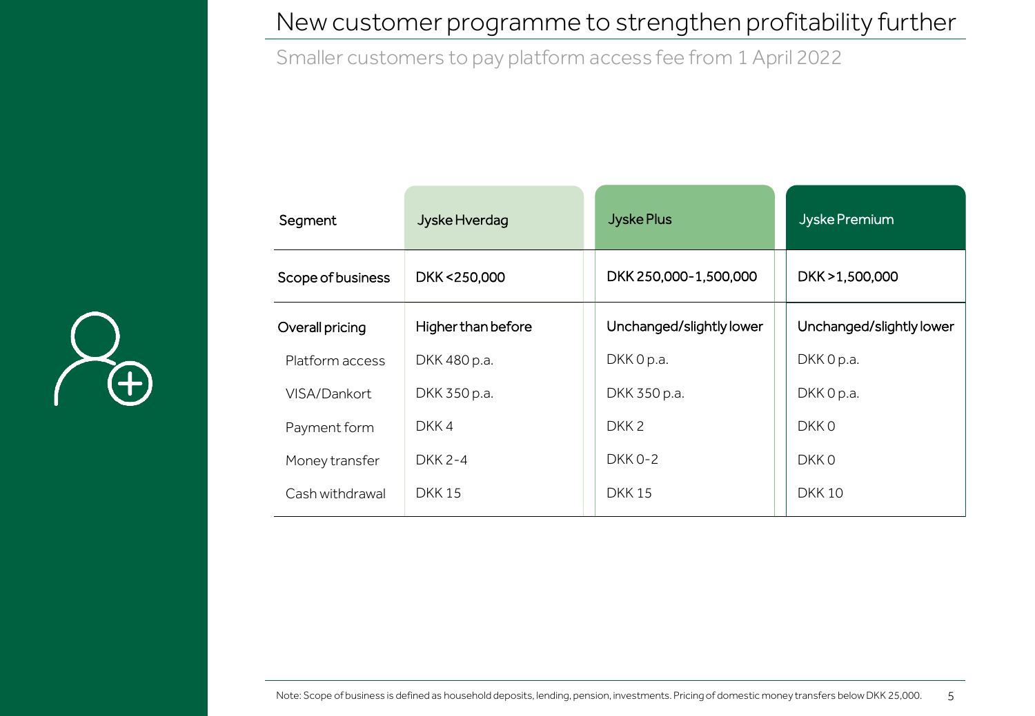# New customer programme to strengthen profitability further

## Smaller customers to pay platform access fee from 1 April 2022

| Segment | Jyske Hverdag | Jyske Plus | Jyske Premium |
|---|---|---|---|
| Scope of business | DKK <250,000 | DKK 250,000-1,500,000 | DKK >1,500,000 |
| Overall pricing | Higher than before | Unchanged/slightly lower | Unchanged/slightly lower |
| Platform access | DKK 480 p.a. | DKK 0 p.a. | DKK 0 p.a. |
| VISA/Dankort | DKK 350 p.a. | DKK 350 p.a. | DKK 0 p.a. |
| Payment form | DKK 4 | DKK 2 | DKK 0 |
| Money transfer | DKK 2-4 | DKK 0-2 | DKK 0 |
| Cash withdrawal | DKK 15 | DKK 15 | DKK 10 |

Note: Scope of business is defined as household deposits, lending, pension, investments. Pricing of domestic money transfers below DKK 25,000.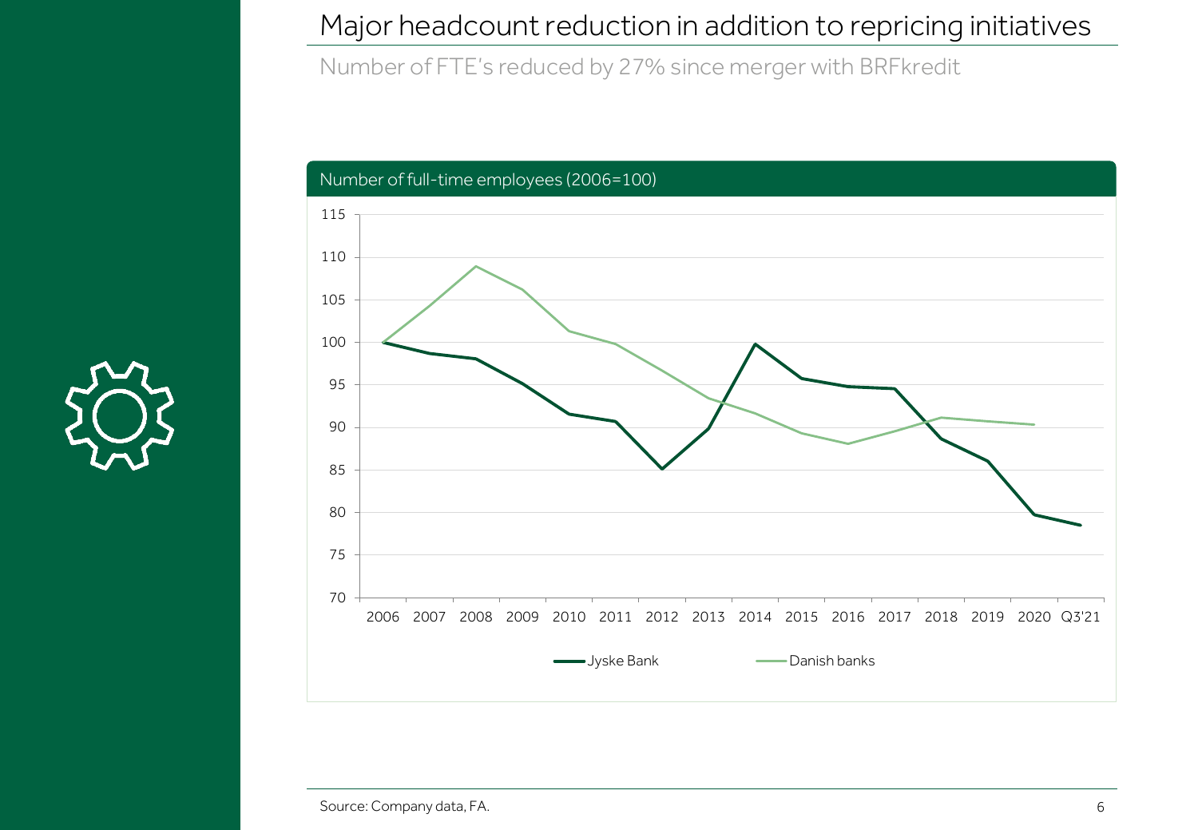# Major headcount reduction in addition to repricing initiatives

Number of FTE's reduced by 27% since merger with BRFkredit

Number of full-time employees (2006=100)

115
110
105
100
95
90
85
80
75
70

2006 2007 2008 2009 2010 2011 2012 2013 2014 2015 2016 2017 2018 2019 2020 Q3'21

Jyske Bank
Danish banks

Source: Company data, FA.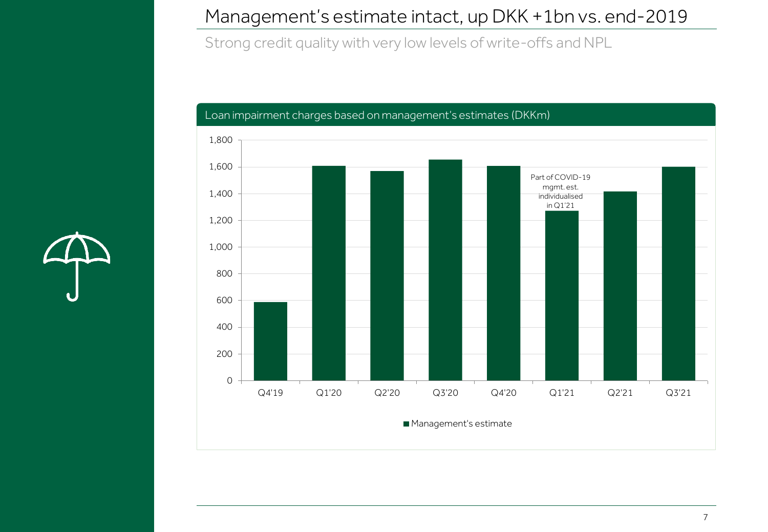# Management's estimate intact, up DKK +1bn vs. end-2019

Strong credit quality with very low levels of write-offs and NPL

Loan impairment charges based on management's estimates (DKKm)

1,800
1,600
1,400
1,200
1,000
800
600
400
200
0

Q4'19 Q1'20 Q2'20 Q3'20 Q4'20 Q1'21 Q2'21 Q3'21

Part of COVID-19 mgmt. est. individualised in Q1'21

Management's estimate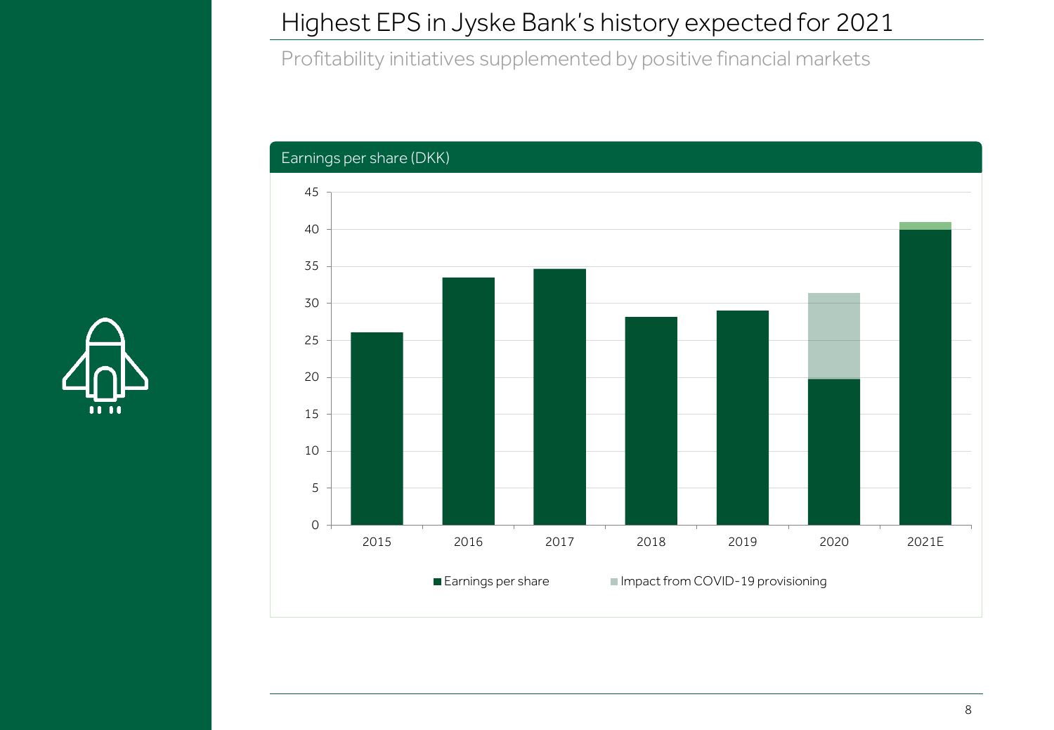# Highest EPS in Jyske Bank's history expected for 2021

Profitability initiatives supplemented by positive financial markets

Earnings per share (DKK)

45
40
35
30
25
20
15
10
5
0

2015 2016 2017 2018 2019 2020 2021E

Earnings per share
Impact from COVID-19 provisioning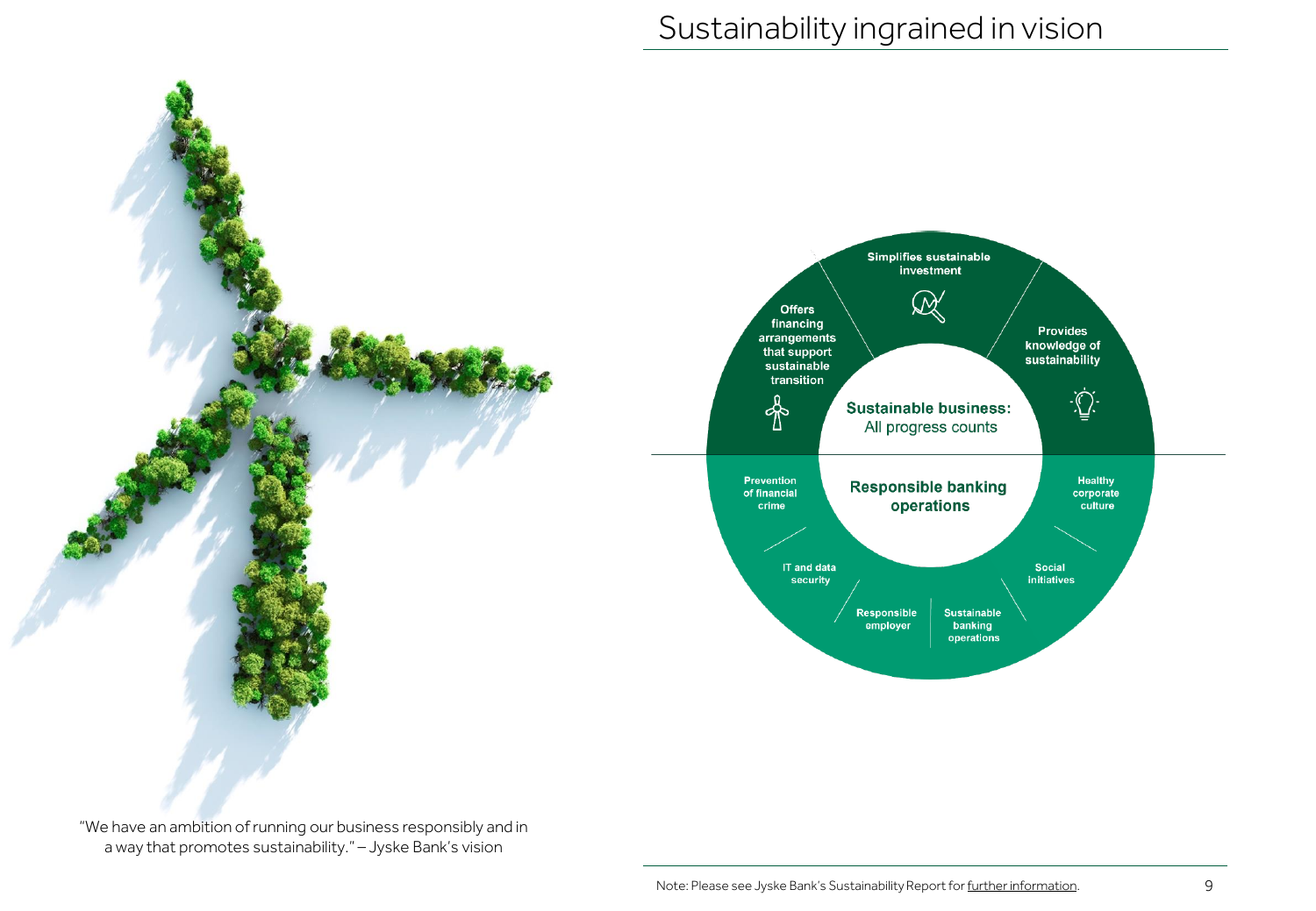# Sustainability ingrained in vision

"We have an ambition of running our business responsibly and in a way that promotes sustainability." – Jyske Bank's vision

Simplifies sustainable investment

Offers financing arrangements that support sustainable transition

Provides knowledge of sustainability

**Sustainable business:** All progress counts

**Responsible banking operations**

Prevention of financial crime

Healthy corporate culture

IT and data security

Social initiatives

Responsible employer

Sustainable banking operations

Note: Please see Jyske Bank's Sustainability Report for further information.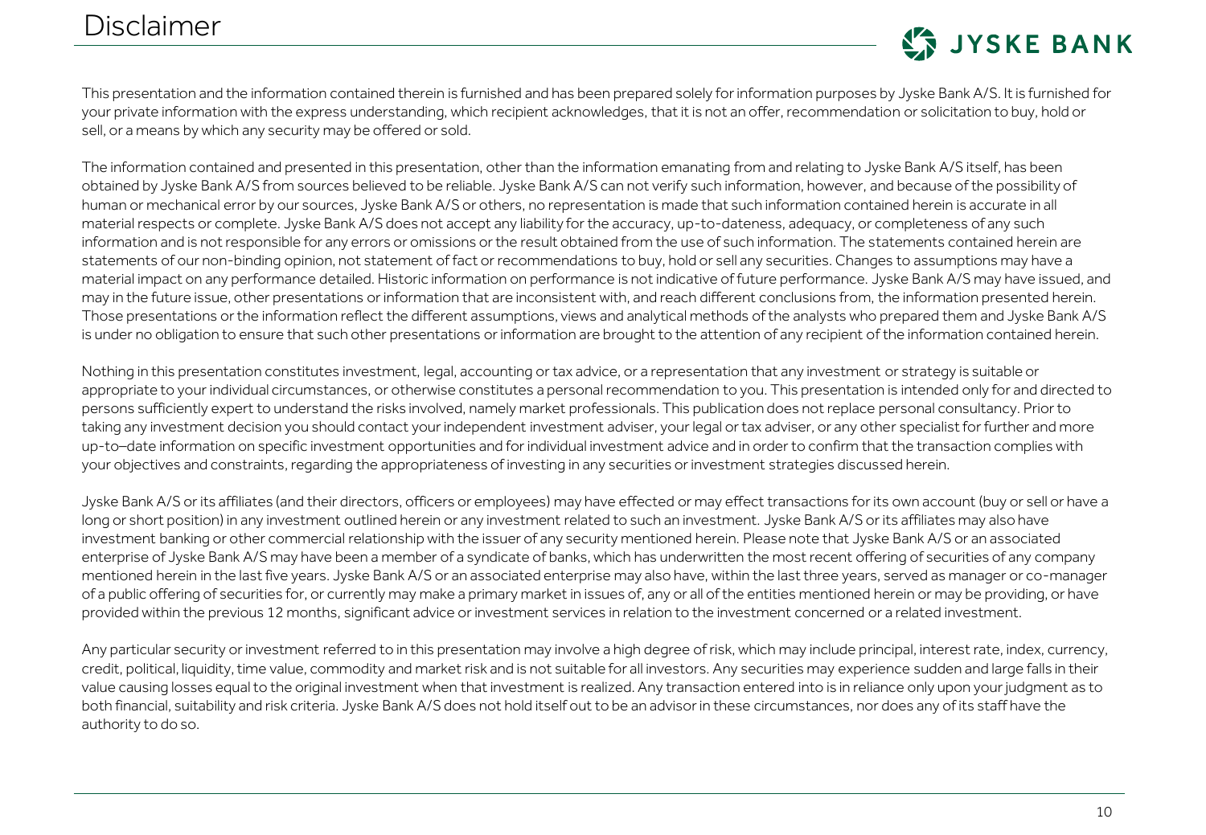# Disclaimer

This presentation and the information contained therein is furnished and has been prepared solely for information purposes by Jyske Bank A/S. It is furnished for your private information with the express understanding, which recipient acknowledges, that it is not an offer, recommendation or solicitation to buy, hold or sell, or a means by which any security may be offered or sold.

The information contained and presented in this presentation, other than the information emanating from and relating to Jyske Bank A/S itself, has been obtained by Jyske Bank A/S from sources believed to be reliable. Jyske Bank A/S can not verify such information, however, and because of the possibility of human or mechanical error by our sources, Jyske Bank A/S or others, no representation is made that such information contained herein is accurate in all material respects or complete. Jyske Bank A/S does not accept any liability for the accuracy, up-to-dateness, adequacy, or completeness of any such information and is not responsible for any errors or omissions or the result obtained from the use of such information. The statements contained herein are statements of our non-binding opinion, not statement of fact or recommendations to buy, hold or sell any securities. Changes to assumptions may have a material impact on any performance detailed. Historic information on performance is not indicative of future performance. Jyske Bank A/S may have issued, and may in the future issue, other presentations or information that are inconsistent with, and reach different conclusions from, the information presented herein. Those presentations or the information reflect the different assumptions, views and analytical methods of the analysts who prepared them and Jyske Bank A/S is under no obligation to ensure that such other presentations or information are brought to the attention of any recipient of the information contained herein.

Nothing in this presentation constitutes investment, legal, accounting or tax advice, or a representation that any investment or strategy is suitable or appropriate to your individual circumstances, or otherwise constitutes a personal recommendation to you. This presentation is intended only for and directed to persons sufficiently expert to understand the risks involved, namely market professionals. This publication does not replace personal consultancy. Prior to taking any investment decision you should contact your independent investment adviser, your legal or tax adviser, or any other specialist for further and more up-to–date information on specific investment opportunities and for individual investment advice and in order to confirm that the transaction complies with your objectives and constraints, regarding the appropriateness of investing in any securities or investment strategies discussed herein.

Jyske Bank A/S or its affiliates (and their directors, officers or employees) may have effected or may effect transactions for its own account (buy or sell or have a long or short position) in any investment outlined herein or any investment related to such an investment. Jyske Bank A/S or its affiliates may also have investment banking or other commercial relationship with the issuer of any security mentioned herein. Please note that Jyske Bank A/S or an associated enterprise of Jyske Bank A/S may have been a member of a syndicate of banks, which has underwritten the most recent offering of securities of any company mentioned herein in the last five years. Jyske Bank A/S or an associated enterprise may also have, within the last three years, served as manager or co-manager of a public offering of securities for, or currently may make a primary market in issues of, any or all of the entities mentioned herein or may be providing, or have provided within the previous 12 months, significant advice or investment services in relation to the investment concerned or a related investment.

Any particular security or investment referred to in this presentation may involve a high degree of risk, which may include principal, interest rate, index, currency, credit, political, liquidity, time value, commodity and market risk and is not suitable for all investors. Any securities may experience sudden and large falls in their value causing losses equal to the original investment when that investment is realized. Any transaction entered into is in reliance only upon your judgment as to both financial, suitability and risk criteria. Jyske Bank A/S does not hold itself out to be an advisor in these circumstances, nor does any of its staff have the authority to do so.